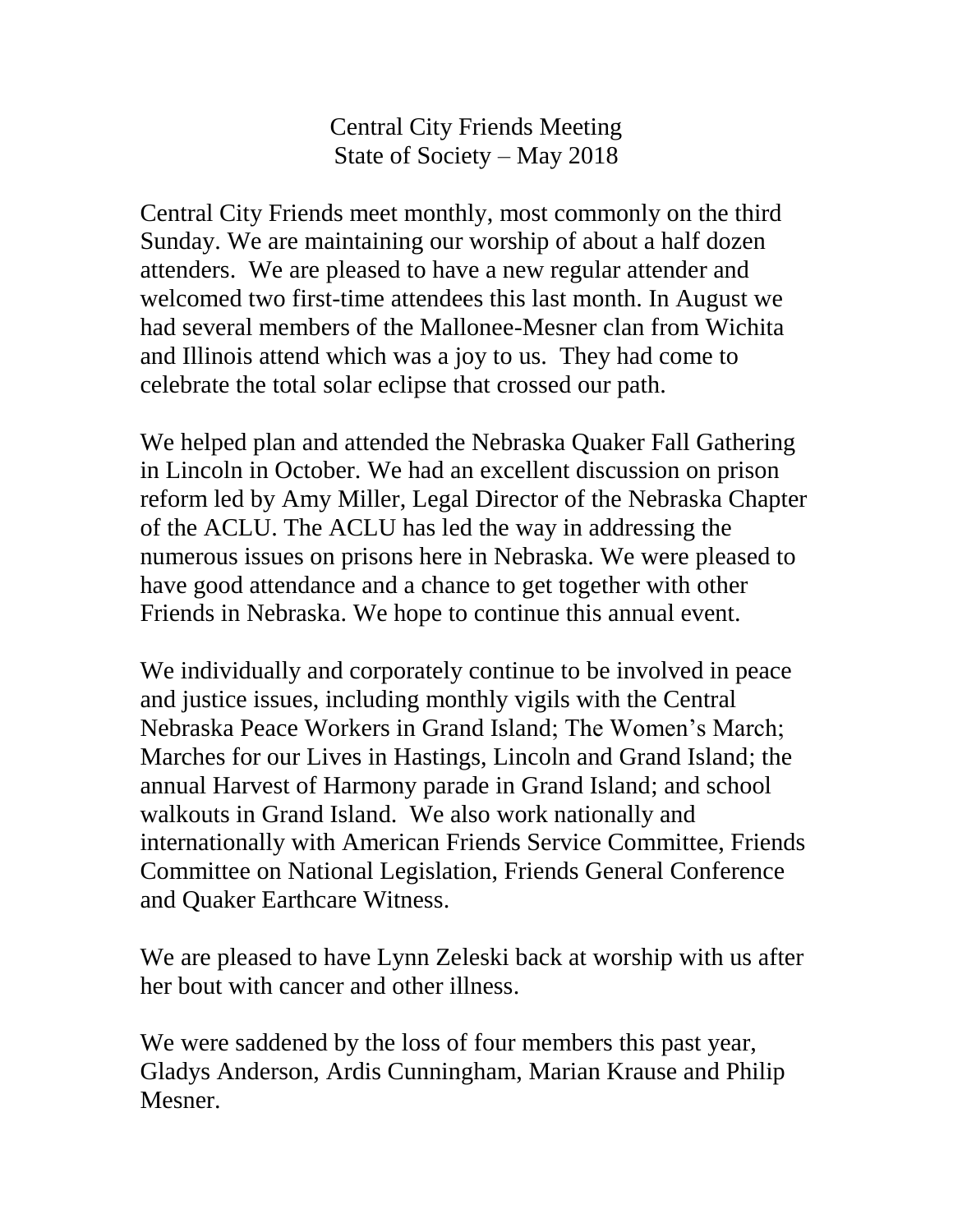# Central City Friends Meeting
## State of Society – May 2018

Central City Friends meet monthly, most commonly on the third Sunday. We are maintaining our worship of about a half dozen attenders. We are pleased to have a new regular attender and welcomed two first-time attendees this last month. In August we had several members of the Mallonee-Mesner clan from Wichita and Illinois attend which was a joy to us. They had come to celebrate the total solar eclipse that crossed our path.

We helped plan and attended the Nebraska Quaker Fall Gathering in Lincoln in October. We had an excellent discussion on prison reform led by Amy Miller, Legal Director of the Nebraska Chapter of the ACLU. The ACLU has led the way in addressing the numerous issues on prisons here in Nebraska. We were pleased to have good attendance and a chance to get together with other Friends in Nebraska. We hope to continue this annual event.

We individually and corporately continue to be involved in peace and justice issues, including monthly vigils with the Central Nebraska Peace Workers in Grand Island; The Women's March; Marches for our Lives in Hastings, Lincoln and Grand Island; the annual Harvest of Harmony parade in Grand Island; and school walkouts in Grand Island. We also work nationally and internationally with American Friends Service Committee, Friends Committee on National Legislation, Friends General Conference and Quaker Earthcare Witness.

We are pleased to have Lynn Zeleski back at worship with us after her bout with cancer and other illness.

We were saddened by the loss of four members this past year, Gladys Anderson, Ardis Cunningham, Marian Krause and Philip Mesner.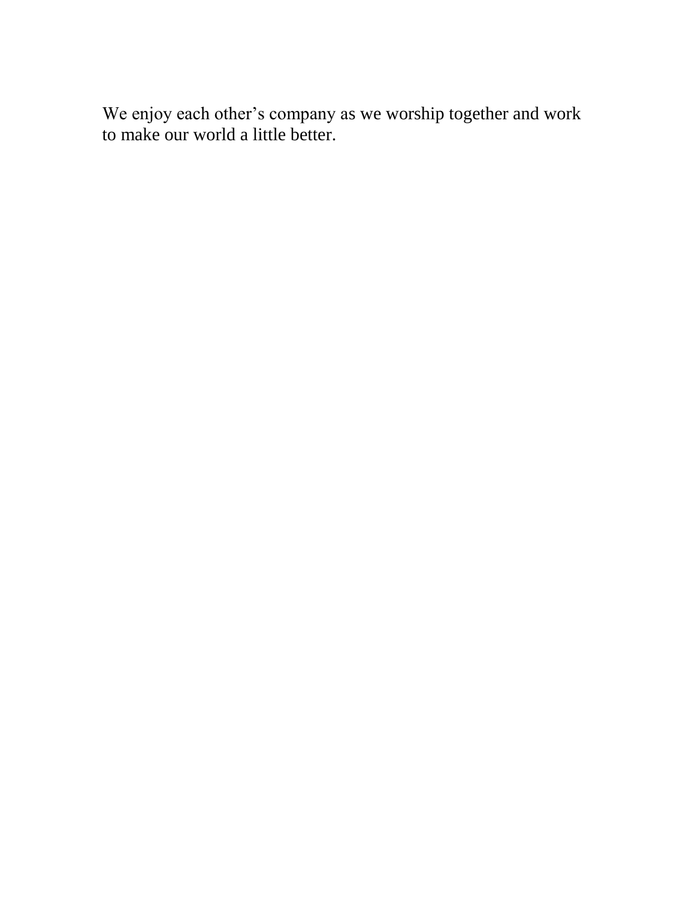We enjoy each other’s company as we worship together and work to make our world a little better.